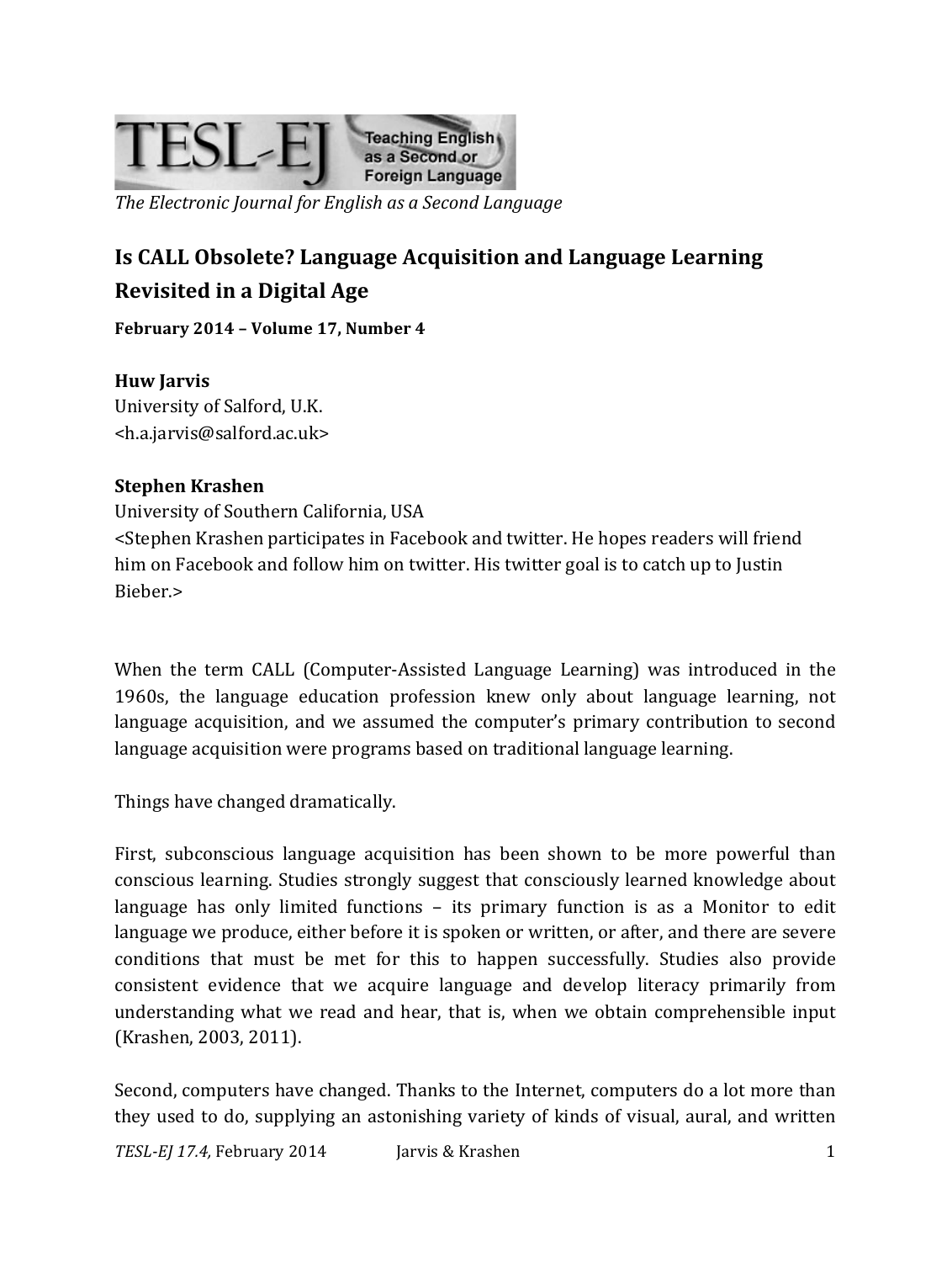*The Electronic Journal for English as a Second Language*

# Is CALL Obsolete? Language Acquisition and Language Learning Revisited in a Digital Age

**February 2014 – Volume 17, Number 4**

**Huw Jarvis**
University of Salford, U.K.
<h.a.jarvis@salford.ac.uk>

**Stephen Krashen**
University of Southern California, USA
<Stephen Krashen participates in Facebook and twitter. He hopes readers will friend him on Facebook and follow him on twitter. His twitter goal is to catch up to Justin Bieber.>

When the term CALL (Computer-Assisted Language Learning) was introduced in the 1960s, the language education profession knew only about language learning, not language acquisition, and we assumed the computer's primary contribution to second language acquisition were programs based on traditional language learning.

Things have changed dramatically.

First, subconscious language acquisition has been shown to be more powerful than conscious learning. Studies strongly suggest that consciously learned knowledge about language has only limited functions – its primary function is as a Monitor to edit language we produce, either before it is spoken or written, or after, and there are severe conditions that must be met for this to happen successfully. Studies also provide consistent evidence that we acquire language and develop literacy primarily from understanding what we read and hear, that is, when we obtain comprehensible input (Krashen, 2003, 2011).

Second, computers have changed. Thanks to the Internet, computers do a lot more than they used to do, supplying an astonishing variety of kinds of visual, aural, and written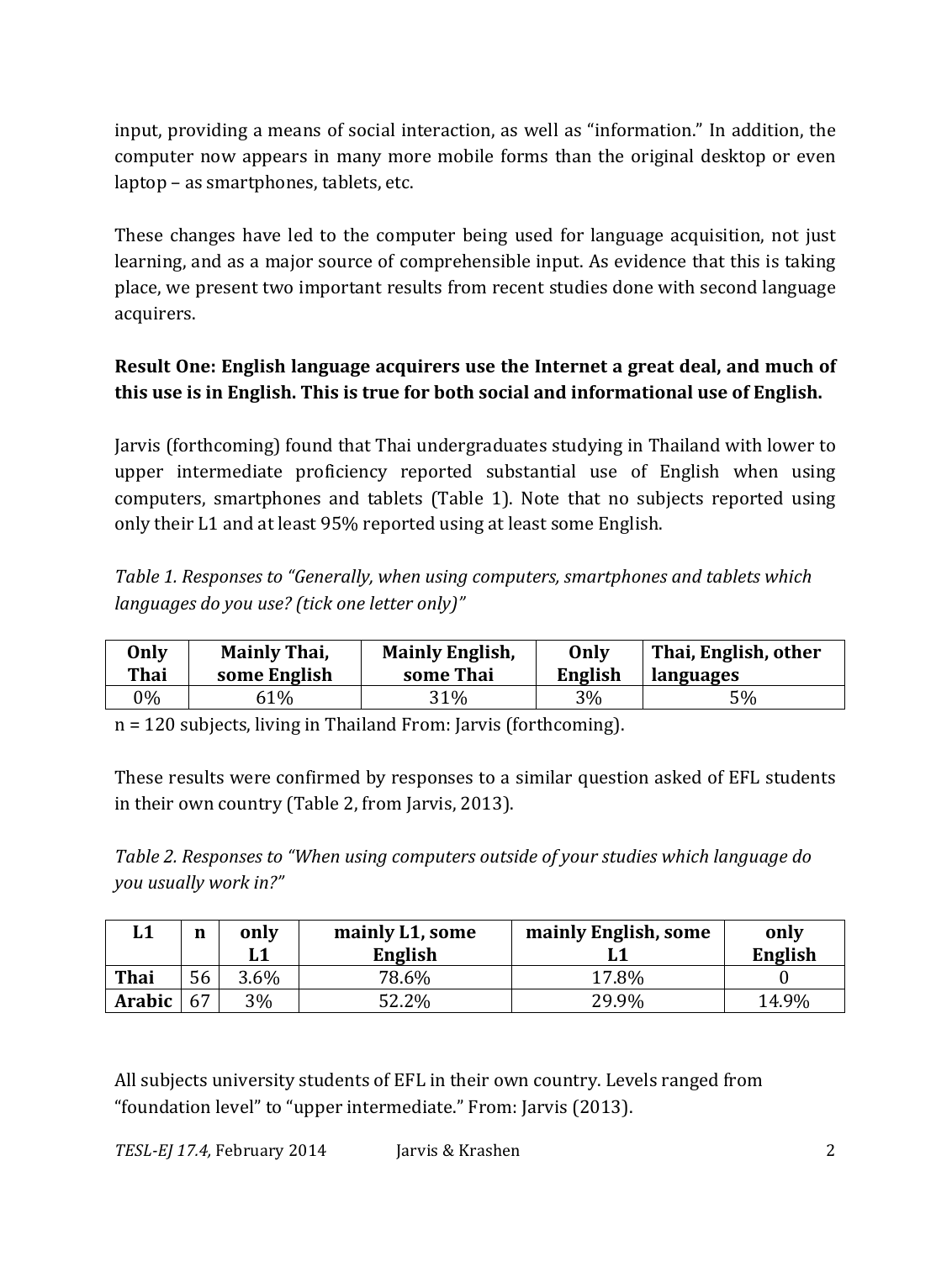input, providing a means of social interaction, as well as "information." In addition, the computer now appears in many more mobile forms than the original desktop or even laptop – as smartphones, tablets, etc.

These changes have led to the computer being used for language acquisition, not just learning, and as a major source of comprehensible input. As evidence that this is taking place, we present two important results from recent studies done with second language acquirers.

**Result One: English language acquirers use the Internet a great deal, and much of this use is in English. This is true for both social and informational use of English.**

Jarvis (forthcoming) found that Thai undergraduates studying in Thailand with lower to upper intermediate proficiency reported substantial use of English when using computers, smartphones and tablets (Table 1). Note that no subjects reported using only their L1 and at least 95% reported using at least some English.

*Table 1. Responses to "Generally, when using computers, smartphones and tablets which languages do you use? (tick one letter only)"*

| Only Thai | Mainly Thai, some English | Mainly English, some Thai | Only English | Thai, English, other languages |
|---|---|---|---|---|
| 0% | 61% | 31% | 3% | 5% |

n = 120 subjects, living in Thailand From: Jarvis (forthcoming).

These results were confirmed by responses to a similar question asked of EFL students in their own country (Table 2, from Jarvis, 2013).

*Table 2. Responses to "When using computers outside of your studies which language do you usually work in?"*

| L1 | n | only L1 | mainly L1, some English | mainly English, some L1 | only English |
|---|---|---|---|---|---|
| **Thai** | 56 | 3.6% | 78.6% | 17.8% | 0 |
| **Arabic** | 67 | 3% | 52.2% | 29.9% | 14.9% |

All subjects university students of EFL in their own country. Levels ranged from "foundation level" to "upper intermediate." From: Jarvis (2013).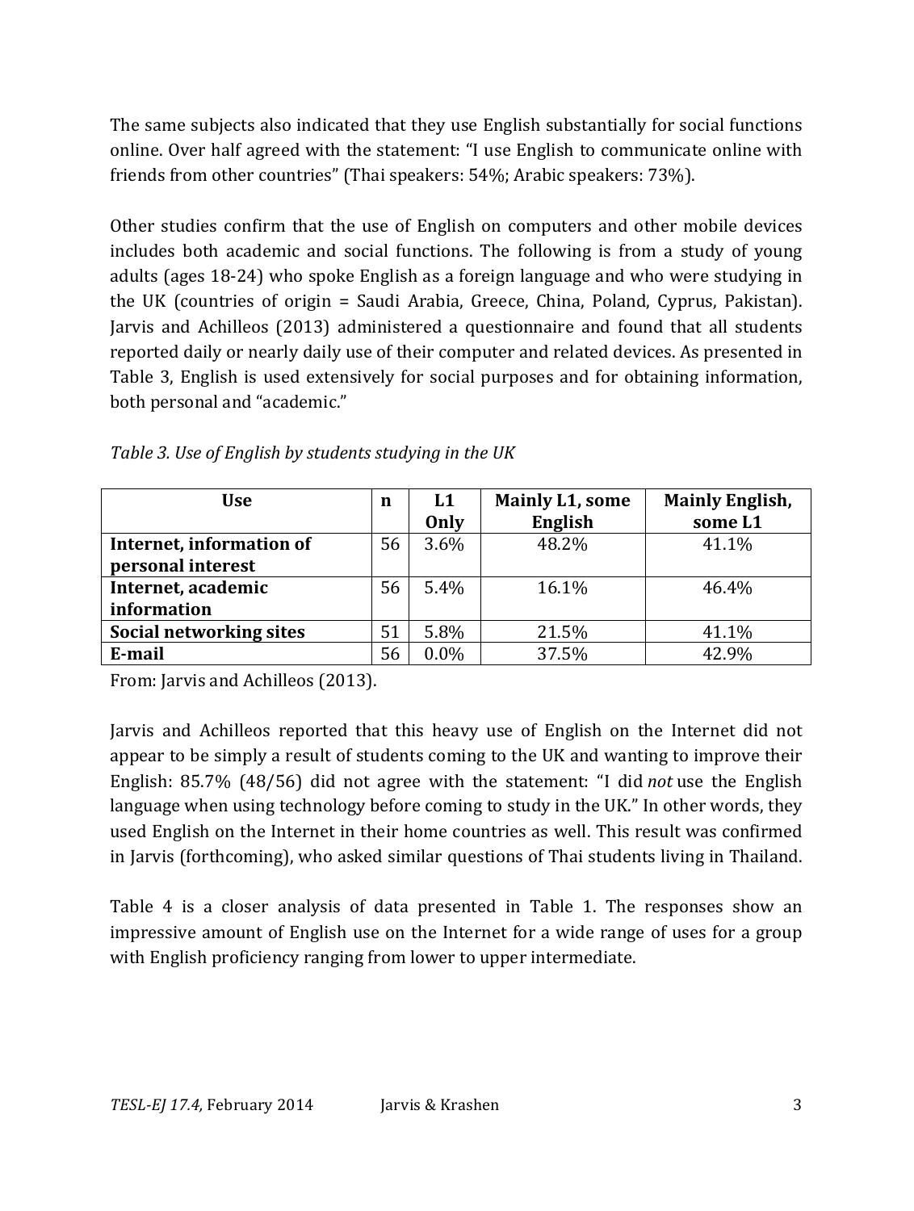The same subjects also indicated that they use English substantially for social functions online. Over half agreed with the statement: "I use English to communicate online with friends from other countries" (Thai speakers: 54%; Arabic speakers: 73%).

Other studies confirm that the use of English on computers and other mobile devices includes both academic and social functions. The following is from a study of young adults (ages 18-24) who spoke English as a foreign language and who were studying in the UK (countries of origin = Saudi Arabia, Greece, China, Poland, Cyprus, Pakistan). Jarvis and Achilleos (2013) administered a questionnaire and found that all students reported daily or nearly daily use of their computer and related devices. As presented in Table 3, English is used extensively for social purposes and for obtaining information, both personal and "academic."

*Table 3. Use of English by students studying in the UK*

| Use | n | L1 Only | Mainly L1, some English | Mainly English, some L1 |
|---|---|---|---|---|
| **Internet, information of personal interest** | 56 | 3.6% | 48.2% | 41.1% |
| **Internet, academic information** | 56 | 5.4% | 16.1% | 46.4% |
| **Social networking sites** | 51 | 5.8% | 21.5% | 41.1% |
| **E-mail** | 56 | 0.0% | 37.5% | 42.9% |

From: Jarvis and Achilleos (2013).

Jarvis and Achilleos reported that this heavy use of English on the Internet did not appear to be simply a result of students coming to the UK and wanting to improve their English: 85.7% (48/56) did not agree with the statement: "I did *not* use the English language when using technology before coming to study in the UK." In other words, they used English on the Internet in their home countries as well. This result was confirmed in Jarvis (forthcoming), who asked similar questions of Thai students living in Thailand.

Table 4 is a closer analysis of data presented in Table 1. The responses show an impressive amount of English use on the Internet for a wide range of uses for a group with English proficiency ranging from lower to upper intermediate.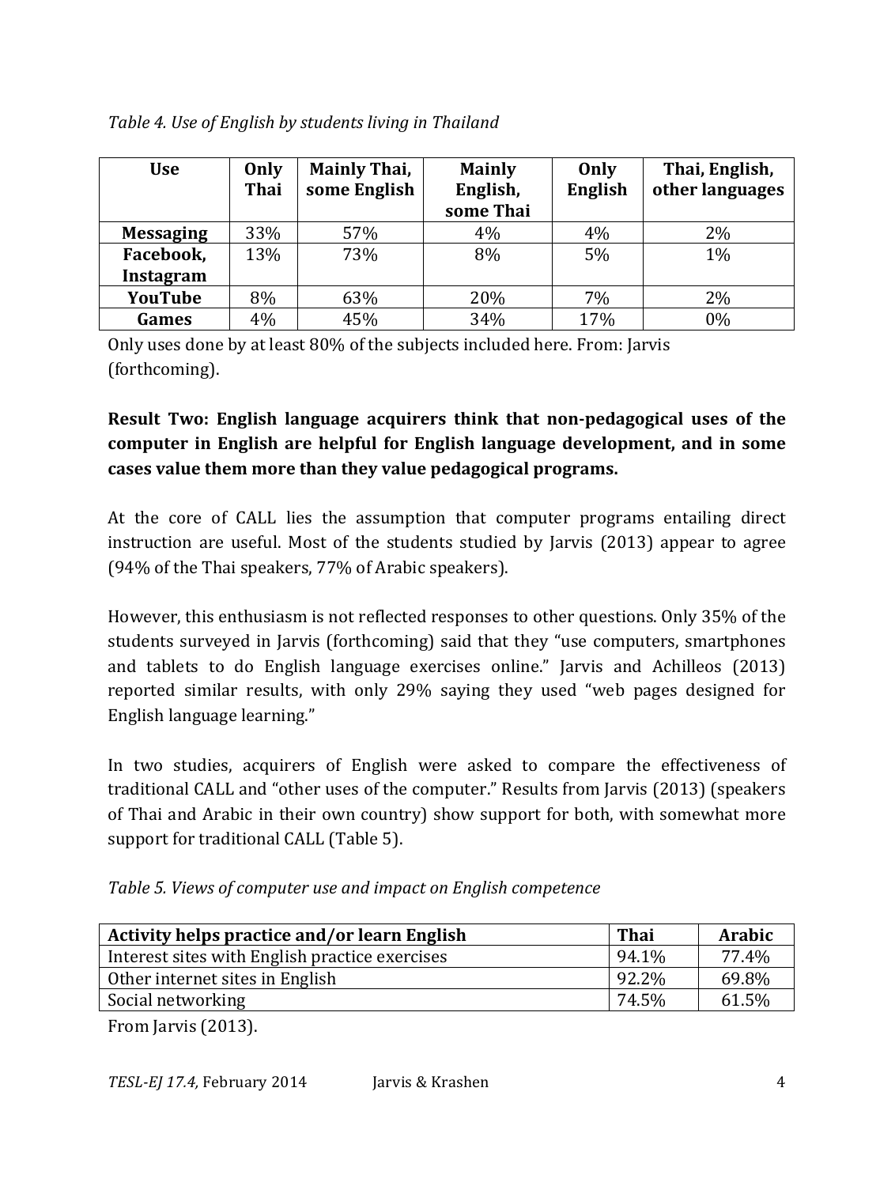*Table 4. Use of English by students living in Thailand*

| Use | Only Thai | Mainly Thai, some English | Mainly English, some Thai | Only English | Thai, English, other languages |
|---|---|---|---|---|---|
| **Messaging** | 33% | 57% | 4% | 4% | 2% |
| **Facebook, Instagram** | 13% | 73% | 8% | 5% | 1% |
| **YouTube** | 8% | 63% | 20% | 7% | 2% |
| **Games** | 4% | 45% | 34% | 17% | 0% |

Only uses done by at least 80% of the subjects included here. From: Jarvis (forthcoming).

**Result Two: English language acquirers think that non-pedagogical uses of the computer in English are helpful for English language development, and in some cases value them more than they value pedagogical programs.**

At the core of CALL lies the assumption that computer programs entailing direct instruction are useful. Most of the students studied by Jarvis (2013) appear to agree (94% of the Thai speakers, 77% of Arabic speakers).

However, this enthusiasm is not reflected responses to other questions. Only 35% of the students surveyed in Jarvis (forthcoming) said that they "use computers, smartphones and tablets to do English language exercises online." Jarvis and Achilleos (2013) reported similar results, with only 29% saying they used "web pages designed for English language learning."

In two studies, acquirers of English were asked to compare the effectiveness of traditional CALL and "other uses of the computer." Results from Jarvis (2013) (speakers of Thai and Arabic in their own country) show support for both, with somewhat more support for traditional CALL (Table 5).

*Table 5. Views of computer use and impact on English competence*

| Activity helps practice and/or learn English | Thai | Arabic |
|---|---|---|
| Interest sites with English practice exercises | 94.1% | 77.4% |
| Other internet sites in English | 92.2% | 69.8% |
| Social networking | 74.5% | 61.5% |

From Jarvis (2013).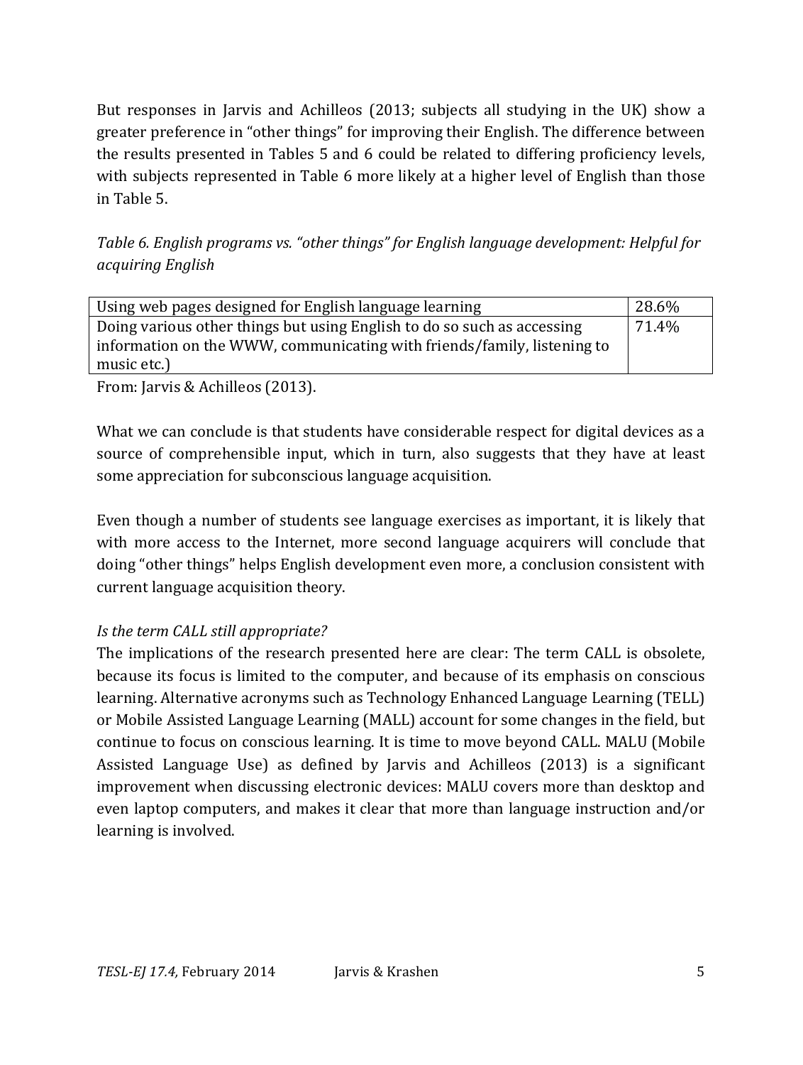But responses in Jarvis and Achilleos (2013; subjects all studying in the UK) show a greater preference in "other things" for improving their English. The difference between the results presented in Tables 5 and 6 could be related to differing proficiency levels, with subjects represented in Table 6 more likely at a higher level of English than those in Table 5.

*Table 6. English programs vs. "other things" for English language development: Helpful for acquiring English*

| | |
|---|---|
| Using web pages designed for English language learning | 28.6% |
| Doing various other things but using English to do so such as accessing information on the WWW, communicating with friends/family, listening to music etc.) | 71.4% |

From: Jarvis & Achilleos (2013).

What we can conclude is that students have considerable respect for digital devices as a source of comprehensible input, which in turn, also suggests that they have at least some appreciation for subconscious language acquisition.

Even though a number of students see language exercises as important, it is likely that with more access to the Internet, more second language acquirers will conclude that doing "other things" helps English development even more, a conclusion consistent with current language acquisition theory.

*Is the term CALL still appropriate?*

The implications of the research presented here are clear: The term CALL is obsolete, because its focus is limited to the computer, and because of its emphasis on conscious learning. Alternative acronyms such as Technology Enhanced Language Learning (TELL) or Mobile Assisted Language Learning (MALL) account for some changes in the field, but continue to focus on conscious learning. It is time to move beyond CALL. MALU (Mobile Assisted Language Use) as defined by Jarvis and Achilleos (2013) is a significant improvement when discussing electronic devices: MALU covers more than desktop and even laptop computers, and makes it clear that more than language instruction and/or learning is involved.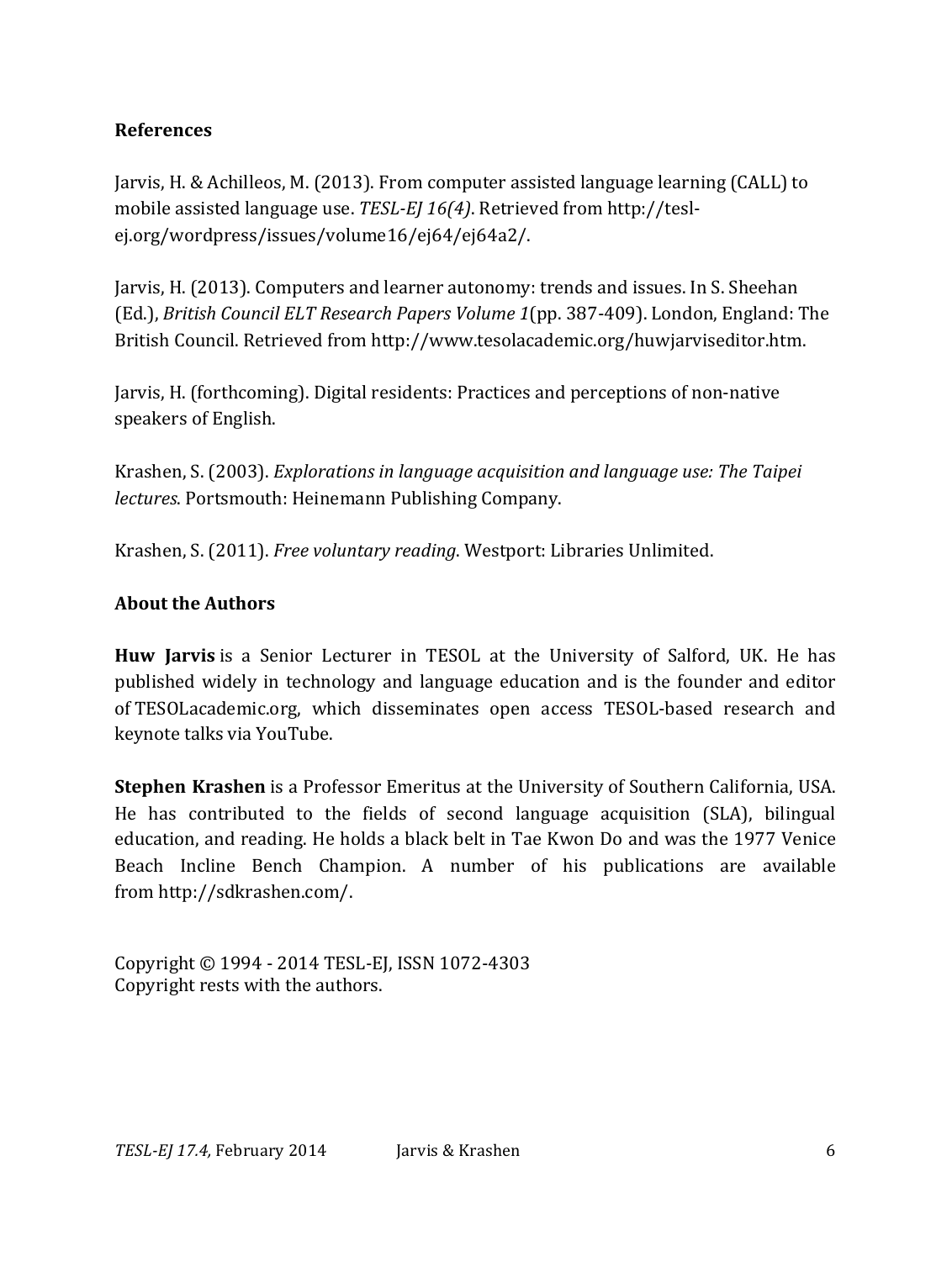**References**

Jarvis, H. & Achilleos, M. (2013). From computer assisted language learning (CALL) to mobile assisted language use. *TESL-EJ 16(4)*. Retrieved from http://tesl-ej.org/wordpress/issues/volume16/ej64/ej64a2/.

Jarvis, H. (2013). Computers and learner autonomy: trends and issues. In S. Sheehan (Ed.), *British Council ELT Research Papers Volume 1*(pp. 387-409). London, England: The British Council. Retrieved from http://www.tesolacademic.org/huwjarviseditor.htm.

Jarvis, H. (forthcoming). Digital residents: Practices and perceptions of non-native speakers of English.

Krashen, S. (2003). *Explorations in language acquisition and language use: The Taipei lectures*. Portsmouth: Heinemann Publishing Company.

Krashen, S. (2011). *Free voluntary reading*. Westport: Libraries Unlimited.

**About the Authors**

**Huw Jarvis** is a Senior Lecturer in TESOL at the University of Salford, UK. He has published widely in technology and language education and is the founder and editor of TESOLacademic.org, which disseminates open access TESOL-based research and keynote talks via YouTube.

**Stephen Krashen** is a Professor Emeritus at the University of Southern California, USA. He has contributed to the fields of second language acquisition (SLA), bilingual education, and reading. He holds a black belt in Tae Kwon Do and was the 1977 Venice Beach Incline Bench Champion. A number of his publications are available from http://sdkrashen.com/.

Copyright © 1994 - 2014 TESL-EJ, ISSN 1072-4303
Copyright rests with the authors.